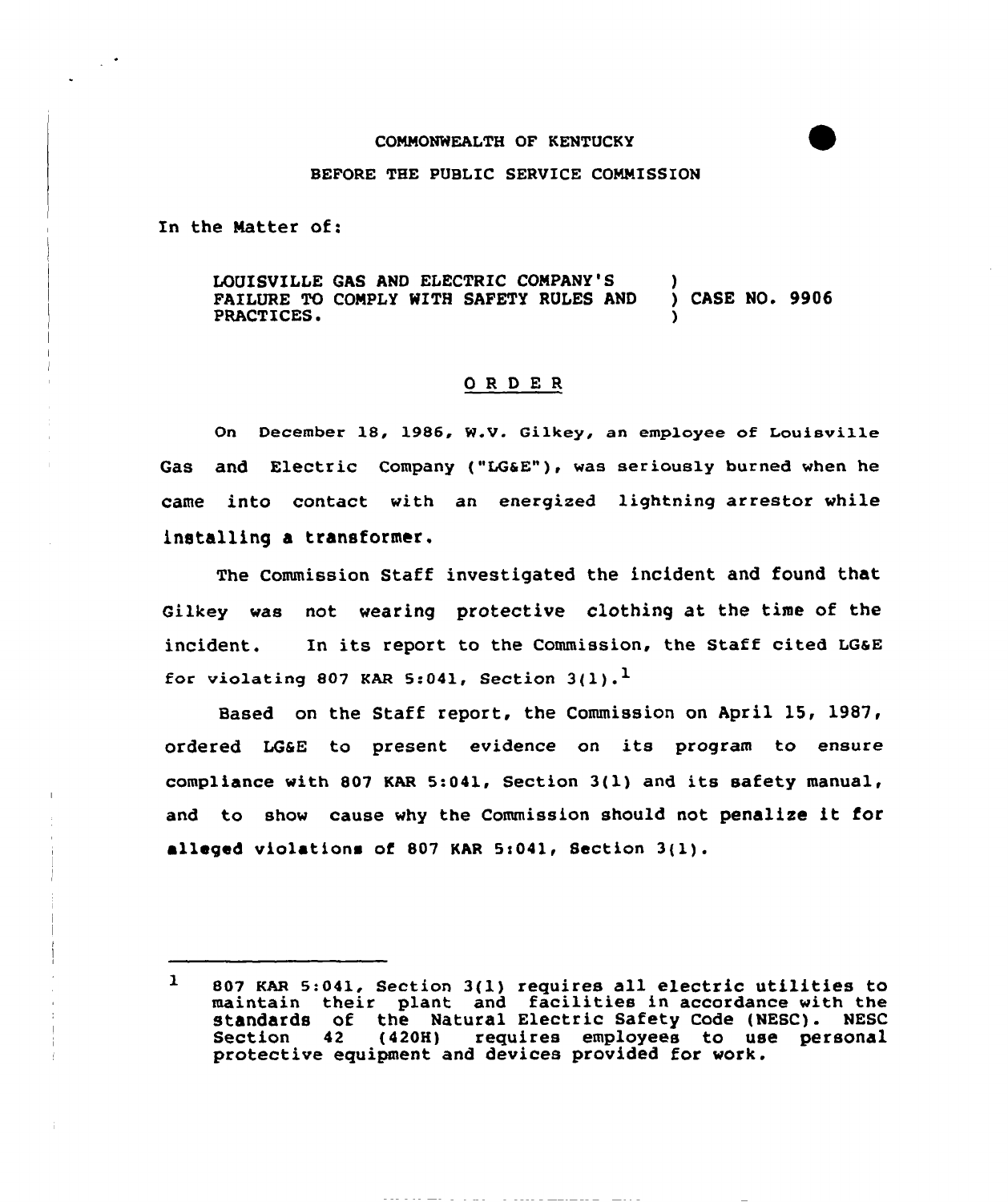COMMONWEALTH OF KENTUCKY

BEFORE THE PUBLIC SERVICE COMMISSION

In the Matter of:

LOUISVILLE GAS AND ELECTRIC COMPANY'S FAILURE TO COMPLY WITH SAFETY RULES AND PRACTICES. ) CASE NO. 9906

## ORDER

On December 18, 1986, W.V. Gilkey, an employee of Louisville Gas and Electric Company ("LG&E"), was seriously burned when he came into contact with an energized lightning arrestor while installing a transformer.

The Commission Staff investigated the incident and found that Gilkey was not wearing protective clothing at the time of the incident. In its report to the Commission, the Staff cited LG&E for violating 807 KAR 5:041, Section 3(1).[1]

Based on the Staff report, the Commission on April 15, 1987, ordered LG&E to present evidence on its program to ensure compliance with 807 KAR 5:041, Section 3(1) and its safety manual, and to show cause why the Commission should not penalize it for alleged violations of 807 KAR 5:041, Section 3(1).

---

[1] 807 KAR 5:041, Section 3(1) requires all electric utilities to maintain their plant and facilities in accordance with the standards of the Natural Electric Safety Code (NESC). NESC Section 42 (420H) requires employees to use personal protective equipment and devices provided for work.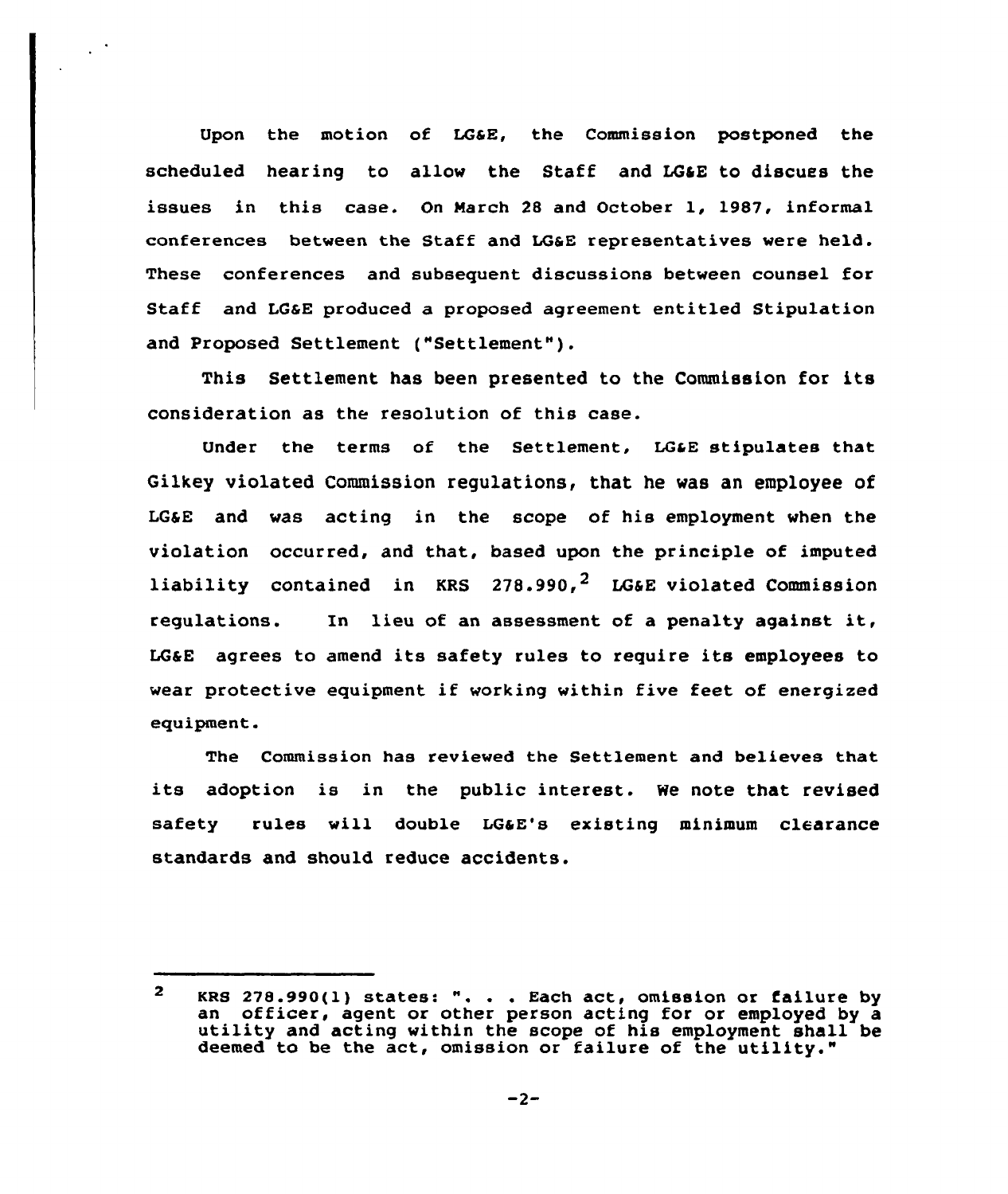Upon the motion of LG&E, the Commission postponed the scheduled hearing to allow the Staff and LG&E to discuss the issues in this case. On March 28 and October 1, 1987, informal conferences between the Staff and LG&E representatives were held. These conferences and subsequent discussions between counsel for Staff and LG&E produced a proposed agreement entitled Stipulation and Proposed Settlement ("Settlement").

This Settlement has been presented to the Commission for its consideration as the resolution of this case.

Under the terms of the Settlement, LG&E stipulates that Gilkey violated Commission regulations, that he was an employee of LG&E and was acting in the scope of his employment when the violation occurred, and that, based upon the principle of imputed liability contained in KRS 278.990,[2] LG&E violated Commission regulations. In lieu of an assessment of a penalty against it, LG&E agrees to amend its safety rules to require its employees to wear protective equipment if working within five feet of energized equipment.

The Commission has reviewed the Settlement and believes that its adoption is in the public interest. We note that revised safety rules will double LG&E's existing minimum clearance standards and should reduce accidents.

---

[2] KRS 278.990(1) states: ". . . Each act, omission or failure by an officer, agent or other person acting for or employed by a utility and acting within the scope of his employment shall be deemed to be the act, omission or failure of the utility."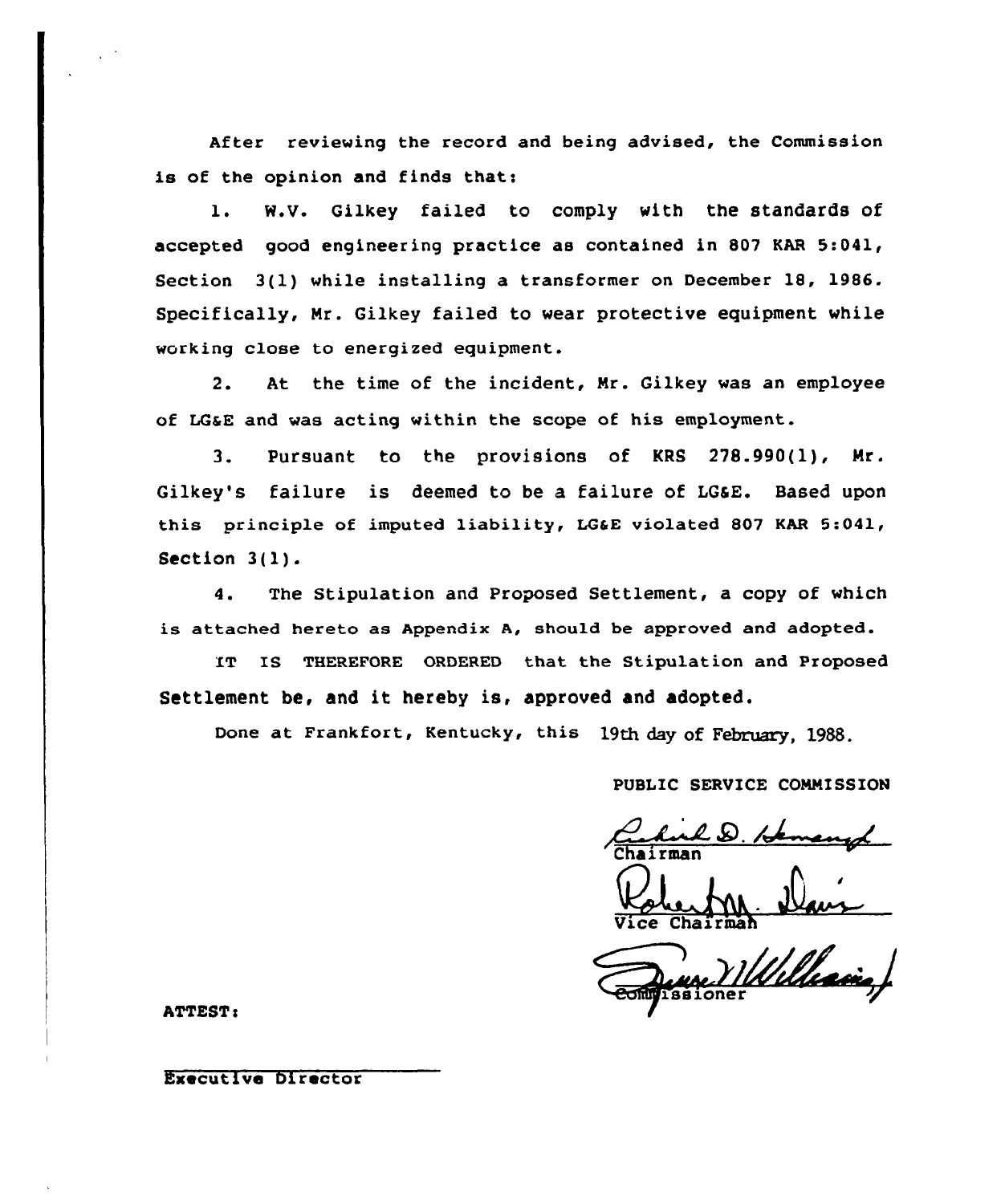After reviewing the record and being advised, the Commission is of the opinion and finds that:

1. W.V. Gilkey failed to comply with the standards of accepted good engineering practice as contained in 807 KAR 5:041, Section 3(1) while installing a transformer on December 18, 1986. Specifically, Mr. Gilkey failed to wear protective equipment while working close to energized equipment.

2. At the time of the incident, Mr. Gilkey was an employee of LG&E and was acting within the scope of his employment.

3. Pursuant to the provisions of KRS 278.990(1), Mr. Gilkey's failure is deemed to be a failure of LG&E. Based upon this principle of imputed liability, LG&E violated 807 KAR 5:041, Section 3(1).

4. The Stipulation and Proposed Settlement, a copy of which is attached hereto as Appendix A, should be approved and adopted.

IT IS THEREFORE ORDERED that the Stipulation and Proposed Settlement be, and it hereby is, approved and adopted.

Done at Frankfort, Kentucky, this 19th day of February, 1988.

PUBLIC SERVICE COMMISSION

Chairman

Vice Chairman

Commissioner

ATTEST:

Executive Director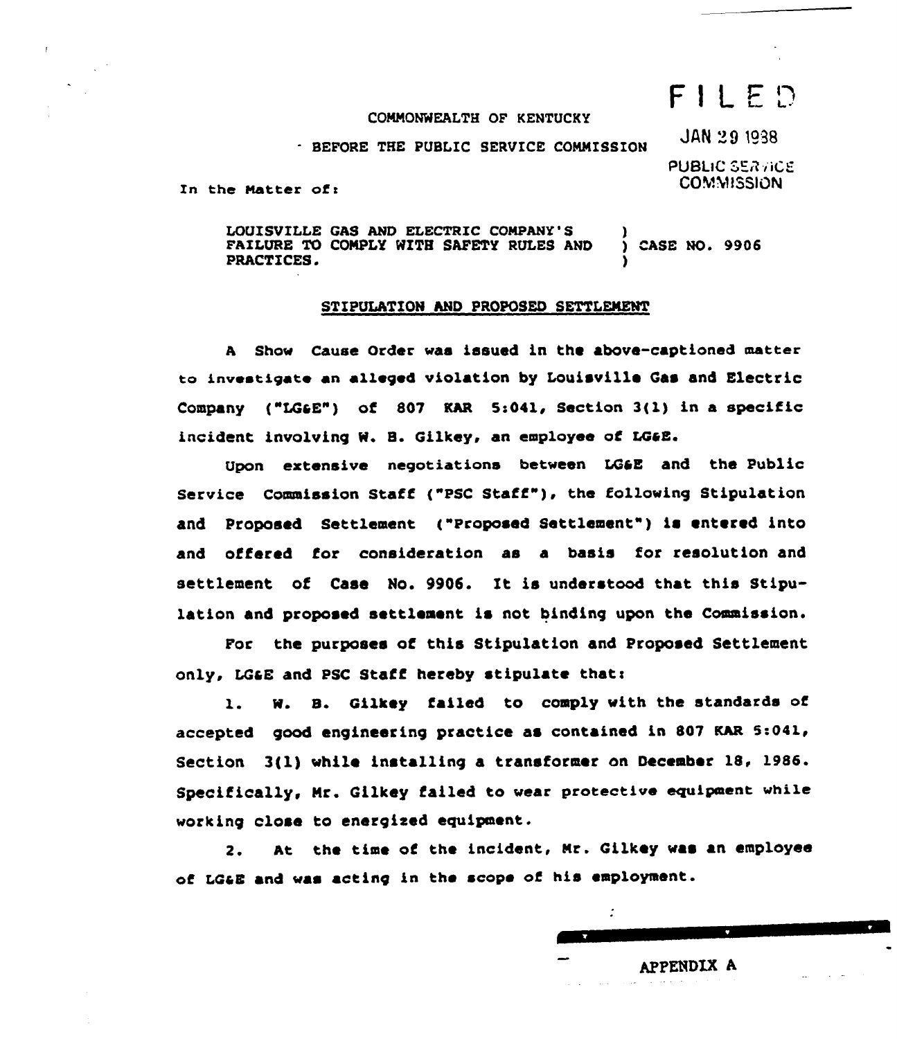COMMONWEALTH OF KENTUCKY

BEFORE THE PUBLIC SERVICE COMMISSION

FILED

JAN 29 1988

PUBLIC SERVICE COMMISSION

In the Matter of:

LOUISVILLE GAS AND ELECTRIC COMPANY'S FAILURE TO COMPLY WITH SAFETY RULES AND PRACTICES. ) CASE NO. 9906

## STIPULATION AND PROPOSED SETTLEMENT

A Show Cause Order was issued in the above-captioned matter to investigate an alleged violation by Louisville Gas and Electric Company ("LG&E") of 807 KAR 5:041, Section 3(1) in a specific incident involving W. B. Gilkey, an employee of LG&E.

Upon extensive negotiations between LG&E and the Public Service Commission Staff ("PSC Staff"), the following Stipulation and Proposed Settlement ("Proposed Settlement") is entered into and offered for consideration as a basis for resolution and settlement of Case No. 9906. It is understood that this Stipulation and proposed settlement is not binding upon the Commission.

For the purposes of this Stipulation and Proposed Settlement only, LG&E and PSC Staff hereby stipulate that:

1. W. B. Gilkey failed to comply with the standards of accepted good engineering practice as contained in 807 KAR 5:041, Section 3(1) while installing a transformer on December 18, 1986. Specifically, Mr. Gilkey failed to wear protective equipment while working close to energized equipment.

2. At the time of the incident, Mr. Gilkey was an employee of LG&E and was acting in the scope of his employment.

APPENDIX A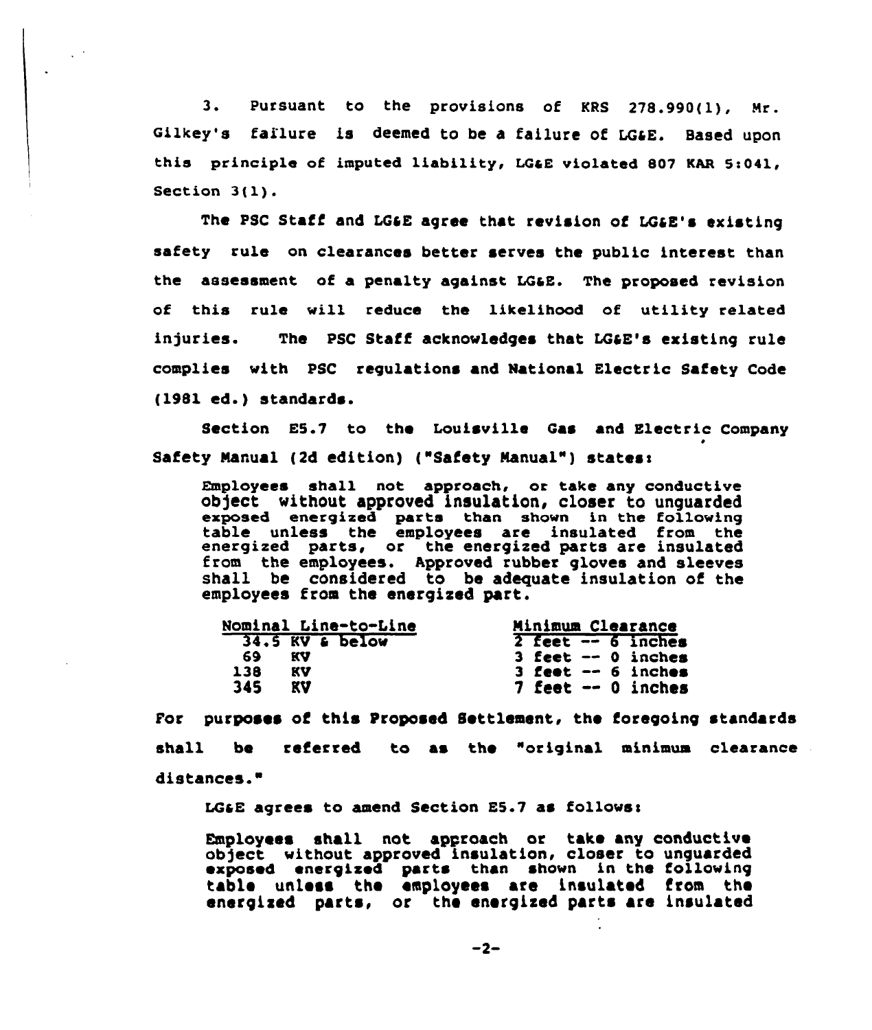3. Pursuant to the provisions of KRS 278.990(1), Mr. Gilkey's failure is deemed to be a failure of LG&E. Based upon this principle of imputed liability, LG&E violated 807 KAR 5:041, Section 3(1).

The PSC Staff and LG&E agree that revision of LG&E's existing safety rule on clearances better serves the public interest than the assessment of a penalty against LG&E. The proposed revision of this rule will reduce the likelihood of utility related injuries. The PSC Staff acknowledges that LG&E's existing rule complies with PSC regulations and National Electric Safety Code (1981 ed.) standards.

Section E5.7 to the Louisville Gas and Electric Company Safety Manual (2d edition) ("Safety Manual") states:

> Employees shall not approach, or take any conductive object without approved insulation, closer to unguarded exposed energized parts than shown in the following table unless the employees are insulated from the energized parts, or the energized parts are insulated from the employees. Approved rubber gloves and sleeves shall be considered to be adequate insulation of the employees from the energized part.
>
> | Nominal Line-to-Line | Minimum Clearance |
> | --- | --- |
> | 34.5 KV & below | 2 feet -- 6 inches |
> | 69 KV | 3 feet -- 0 inches |
> | 138 KV | 3 feet -- 6 inches |
> | 345 KV | 7 feet -- 0 inches |

For purposes of this Proposed Settlement, the foregoing standards shall be referred to as the "original minimum clearance distances."

LG&E agrees to amend Section E5.7 as follows:

> Employees shall not approach or take any conductive object without approved insulation, closer to unguarded exposed energized parts than shown in the following table unless the employees are insulated from the energized parts, or the energized parts are insulated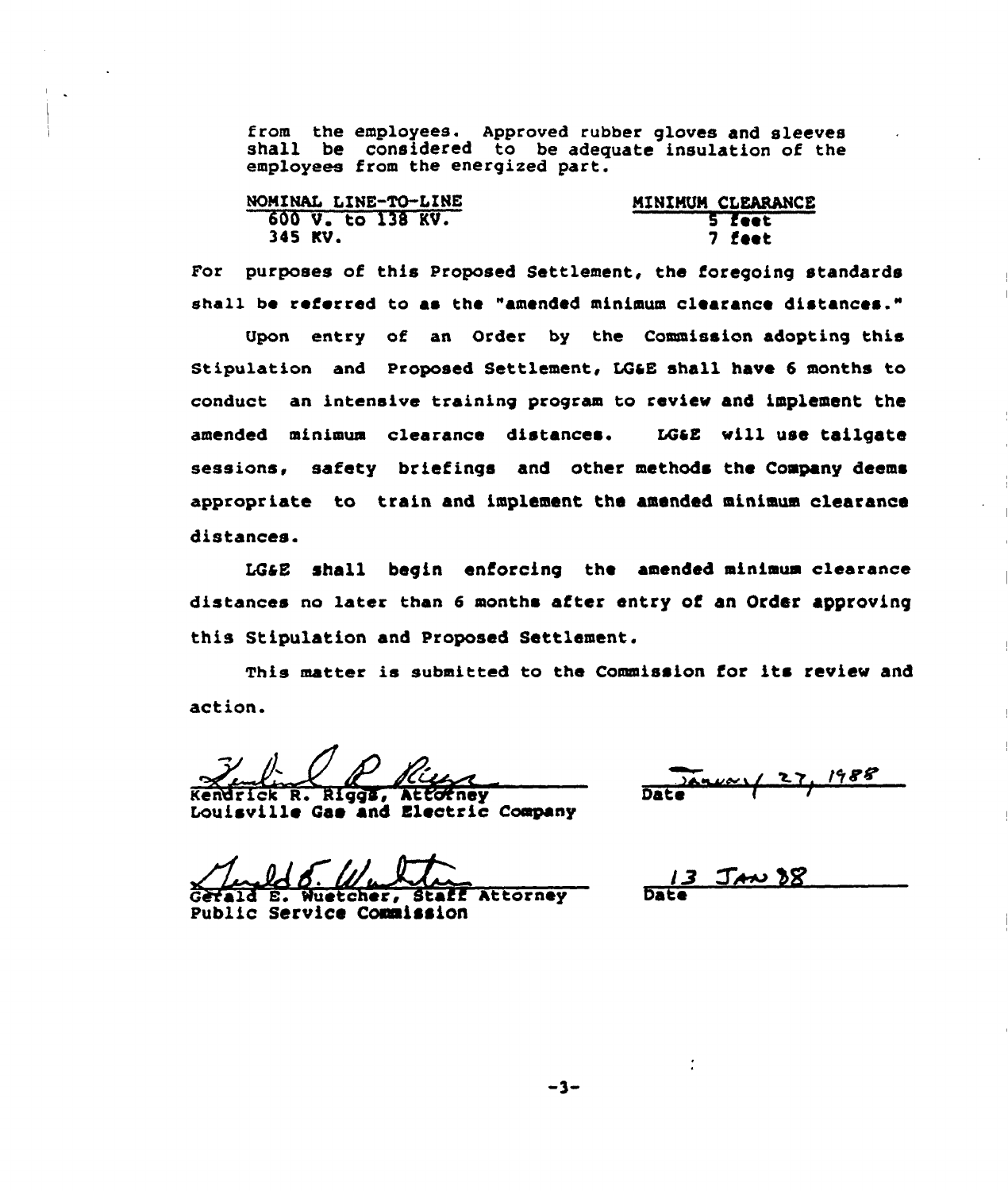from the employees. Approved rubber gloves and sleeves shall be considered to be adequate insulation of the employees from the energized part.

| NOMINAL LINE-TO-LINE | MINIMUM CLEARANCE |
|---|---|
| 600 V. to 138 KV. | 5 feet |
| 345 KV. | 7 feet |

For purposes of this Proposed Settlement, the foregoing standards shall be referred to as the "amended minimum clearance distances."

Upon entry of an Order by the Commission adopting this Stipulation and Proposed Settlement, LG&E shall have 6 months to conduct an intensive training program to review and implement the amended minimum clearance distances. LG&E will use tailgate sessions, safety briefings and other methods the Company deems appropriate to train and implement the amended minimum clearance distances.

LG&E shall begin enforcing the amended minimum clearance distances no later than 6 months after entry of an Order approving this Stipulation and Proposed Settlement.

This matter is submitted to the Commission for its review and action.

Kendrick R. Riggs, Attorney
Louisville Gas and Electric Company

Date: January 27, 1988

Gerald E. Wuetcher, Staff Attorney
Public Service Commission

Date: 13 JAN 88